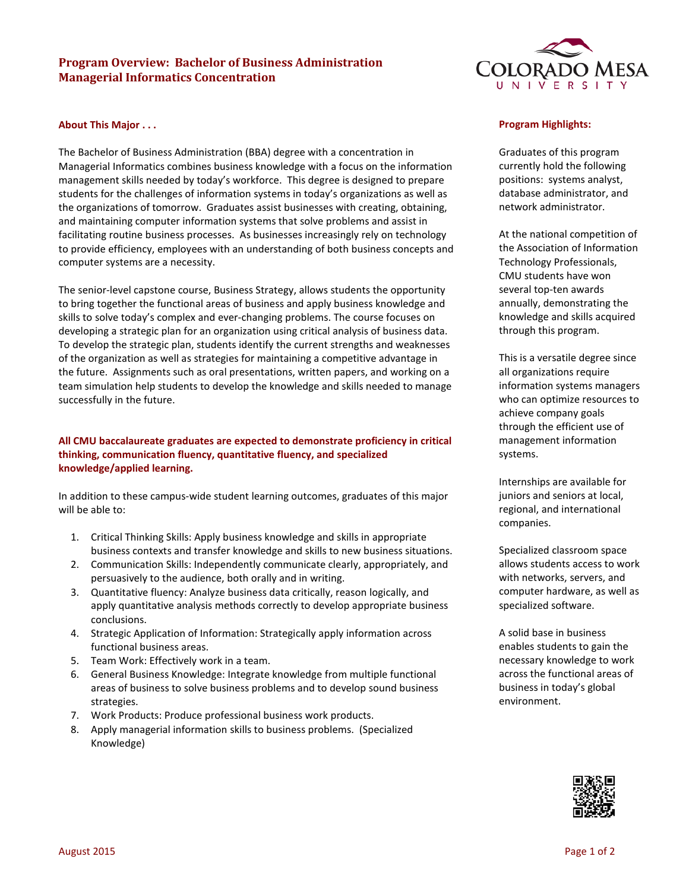# Program Overview: Bachelor of Business Administration Managerial Informatics Concentration

## About This Major . . .

The Bachelor of Business Administration (BBA) degree with a concentration in Managerial Informatics combines business knowledge with a focus on the information management skills needed by today's workforce. This degree is designed to prepare students for the challenges of information systems in today's organizations as well as the organizations of tomorrow. Graduates assist businesses with creating, obtaining, and maintaining computer information systems that solve problems and assist in facilitating routine business processes. As businesses increasingly rely on technology to provide efficiency, employees with an understanding of both business concepts and computer systems are a necessity.

The senior-level capstone course, Business Strategy, allows students the opportunity to bring together the functional areas of business and apply business knowledge and skills to solve today's complex and ever-changing problems. The course focuses on developing a strategic plan for an organization using critical analysis of business data. To develop the strategic plan, students identify the current strengths and weaknesses of the organization as well as strategies for maintaining a competitive advantage in the future. Assignments such as oral presentations, written papers, and working on a team simulation help students to develop the knowledge and skills needed to manage successfully in the future.

**All CMU baccalaureate graduates are expected to demonstrate proficiency in critical thinking, communication fluency, quantitative fluency, and specialized knowledge/applied learning.**

In addition to these campus-wide student learning outcomes, graduates of this major will be able to:

1. Critical Thinking Skills: Apply business knowledge and skills in appropriate business contexts and transfer knowledge and skills to new business situations.
2. Communication Skills: Independently communicate clearly, appropriately, and persuasively to the audience, both orally and in writing.
3. Quantitative fluency: Analyze business data critically, reason logically, and apply quantitative analysis methods correctly to develop appropriate business conclusions.
4. Strategic Application of Information: Strategically apply information across functional business areas.
5. Team Work: Effectively work in a team.
6. General Business Knowledge: Integrate knowledge from multiple functional areas of business to solve business problems and to develop sound business strategies.
7. Work Products: Produce professional business work products.
8. Apply managerial information skills to business problems. (Specialized Knowledge)

## Program Highlights:

Graduates of this program currently hold the following positions: systems analyst, database administrator, and network administrator.

At the national competition of the Association of Information Technology Professionals, CMU students have won several top-ten awards annually, demonstrating the knowledge and skills acquired through this program.

This is a versatile degree since all organizations require information systems managers who can optimize resources to achieve company goals through the efficient use of management information systems.

Internships are available for juniors and seniors at local, regional, and international companies.

Specialized classroom space allows students access to work with networks, servers, and computer hardware, as well as specialized software.

A solid base in business enables students to gain the necessary knowledge to work across the functional areas of business in today's global environment.

August 2015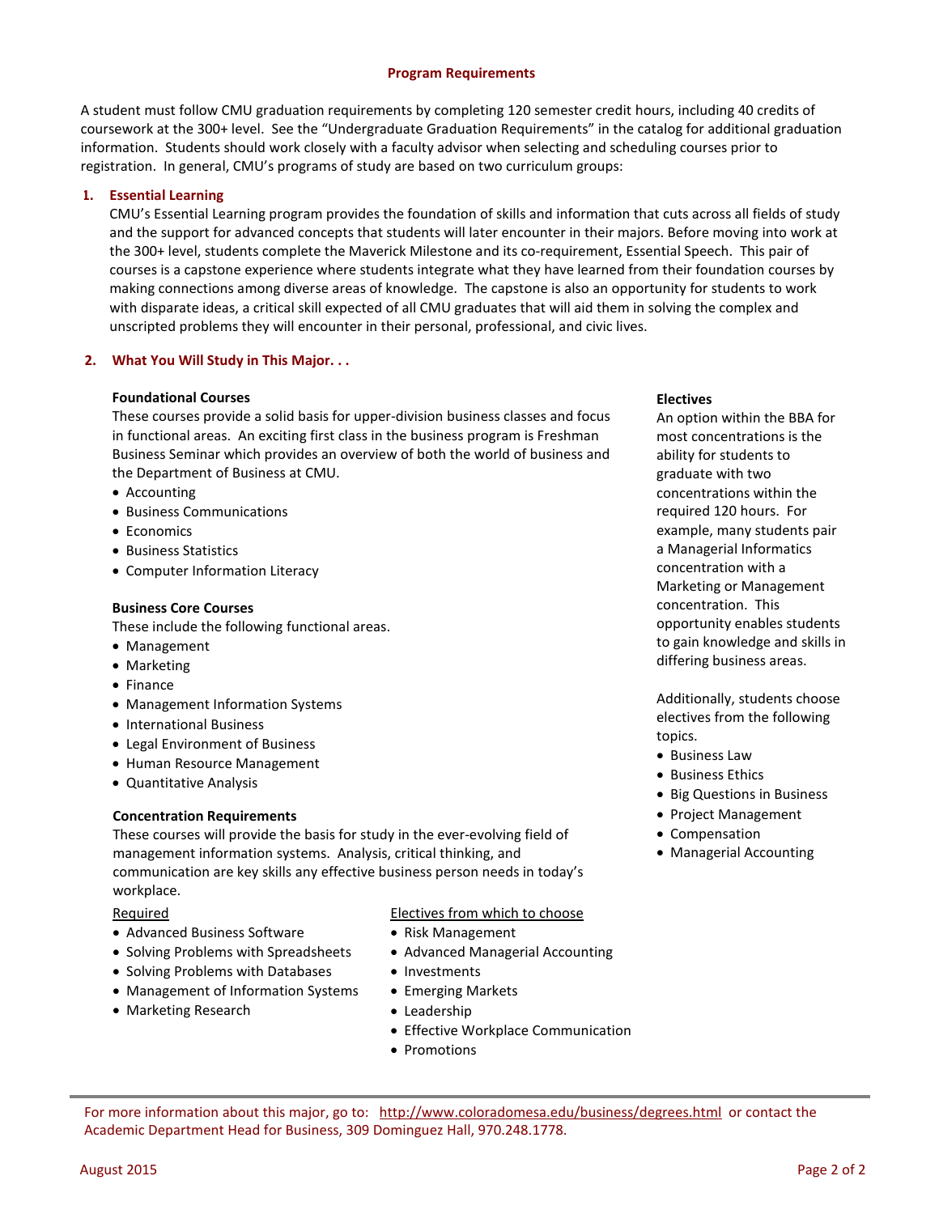## Program Requirements

A student must follow CMU graduation requirements by completing 120 semester credit hours, including 40 credits of coursework at the 300+ level. See the "Undergraduate Graduation Requirements" in the catalog for additional graduation information. Students should work closely with a faculty advisor when selecting and scheduling courses prior to registration. In general, CMU's programs of study are based on two curriculum groups:

### 1. Essential Learning

CMU's Essential Learning program provides the foundation of skills and information that cuts across all fields of study and the support for advanced concepts that students will later encounter in their majors. Before moving into work at the 300+ level, students complete the Maverick Milestone and its co-requirement, Essential Speech. This pair of courses is a capstone experience where students integrate what they have learned from their foundation courses by making connections among diverse areas of knowledge. The capstone is also an opportunity for students to work with disparate ideas, a critical skill expected of all CMU graduates that will aid them in solving the complex and unscripted problems they will encounter in their personal, professional, and civic lives.

### 2. What You Will Study in This Major. . .

**Foundational Courses**

These courses provide a solid basis for upper-division business classes and focus in functional areas. An exciting first class in the business program is Freshman Business Seminar which provides an overview of both the world of business and the Department of Business at CMU.

- Accounting
- Business Communications
- Economics
- Business Statistics
- Computer Information Literacy

**Business Core Courses**

These include the following functional areas.

- Management
- Marketing
- Finance
- Management Information Systems
- International Business
- Legal Environment of Business
- Human Resource Management
- Quantitative Analysis

**Concentration Requirements**

These courses will provide the basis for study in the ever-evolving field of management information systems. Analysis, critical thinking, and communication are key skills any effective business person needs in today's workplace.

Required

- Advanced Business Software
- Solving Problems with Spreadsheets
- Solving Problems with Databases
- Management of Information Systems
- Marketing Research

Electives from which to choose

- Risk Management
- Advanced Managerial Accounting
- Investments
- Emerging Markets
- Leadership
- Effective Workplace Communication
- Promotions

**Electives**

An option within the BBA for most concentrations is the ability for students to graduate with two concentrations within the required 120 hours. For example, many students pair a Managerial Informatics concentration with a Marketing or Management concentration. This opportunity enables students to gain knowledge and skills in differing business areas.

Additionally, students choose electives from the following topics.

- Business Law
- Business Ethics
- Big Questions in Business
- Project Management
- Compensation
- Managerial Accounting

For more information about this major, go to: http://www.coloradomesa.edu/business/degrees.html or contact the Academic Department Head for Business, 309 Dominguez Hall, 970.248.1778.

August 2015